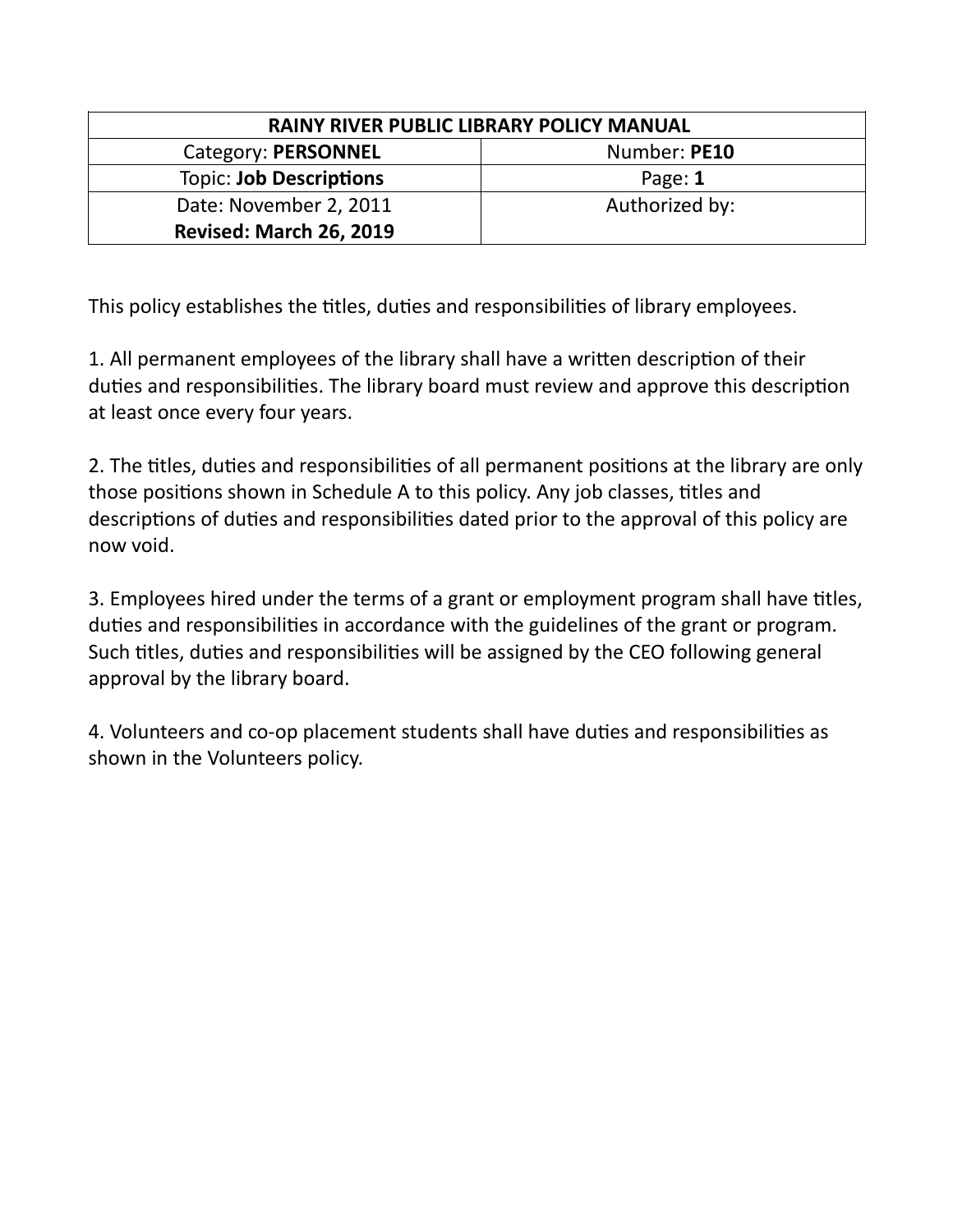| RAINY RIVER PUBLIC LIBRARY POLICY MANUAL | |
|---|---|
| Category: **PERSONNEL** | Number: **PE10** |
| Topic: **Job Descriptions** | Page: **1** |
| Date: November 2, 2011<br>**Revised: March 26, 2019** | Authorized by: |

This policy establishes the titles, duties and responsibilities of library employees.

1. All permanent employees of the library shall have a written description of their duties and responsibilities. The library board must review and approve this description at least once every four years.

2. The titles, duties and responsibilities of all permanent positions at the library are only those positions shown in Schedule A to this policy. Any job classes, titles and descriptions of duties and responsibilities dated prior to the approval of this policy are now void.

3. Employees hired under the terms of a grant or employment program shall have titles, duties and responsibilities in accordance with the guidelines of the grant or program. Such titles, duties and responsibilities will be assigned by the CEO following general approval by the library board.

4. Volunteers and co-op placement students shall have duties and responsibilities as shown in the Volunteers policy.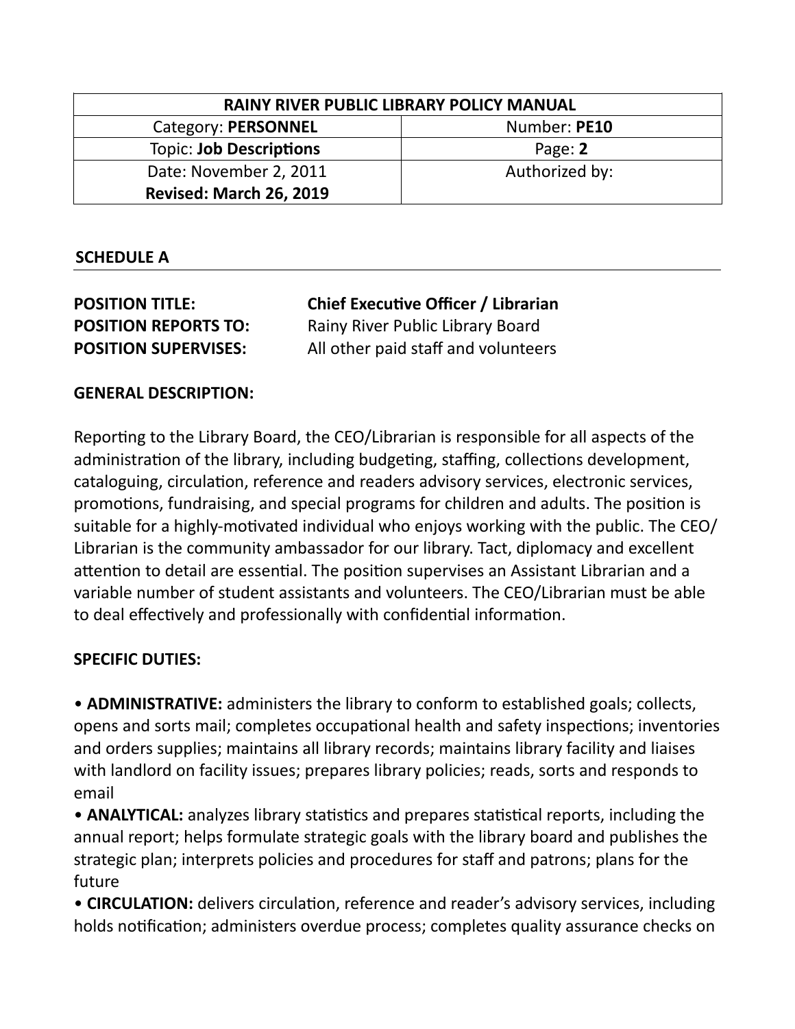| RAINY RIVER PUBLIC LIBRARY POLICY MANUAL | |
|---|---|
| Category: **PERSONNEL** | Number: **PE10** |
| Topic: **Job Descriptions** | Page: **2** |
| Date: November 2, 2011 **Revised: March 26, 2019** | Authorized by: |

**SCHEDULE A**

**POSITION TITLE:** **Chief Executive Officer / Librarian**
**POSITION REPORTS TO:** Rainy River Public Library Board
**POSITION SUPERVISES:** All other paid staff and volunteers

**GENERAL DESCRIPTION:**

Reporting to the Library Board, the CEO/Librarian is responsible for all aspects of the administration of the library, including budgeting, staffing, collections development, cataloguing, circulation, reference and readers advisory services, electronic services, promotions, fundraising, and special programs for children and adults. The position is suitable for a highly-motivated individual who enjoys working with the public. The CEO/Librarian is the community ambassador for our library. Tact, diplomacy and excellent attention to detail are essential. The position supervises an Assistant Librarian and a variable number of student assistants and volunteers. The CEO/Librarian must be able to deal effectively and professionally with confidential information.

**SPECIFIC DUTIES:**

- **ADMINISTRATIVE:** administers the library to conform to established goals; collects, opens and sorts mail; completes occupational health and safety inspections; inventories and orders supplies; maintains all library records; maintains library facility and liaises with landlord on facility issues; prepares library policies; reads, sorts and responds to email
- **ANALYTICAL:** analyzes library statistics and prepares statistical reports, including the annual report; helps formulate strategic goals with the library board and publishes the strategic plan; interprets policies and procedures for staff and patrons; plans for the future
- **CIRCULATION:** delivers circulation, reference and reader's advisory services, including holds notification; administers overdue process; completes quality assurance checks on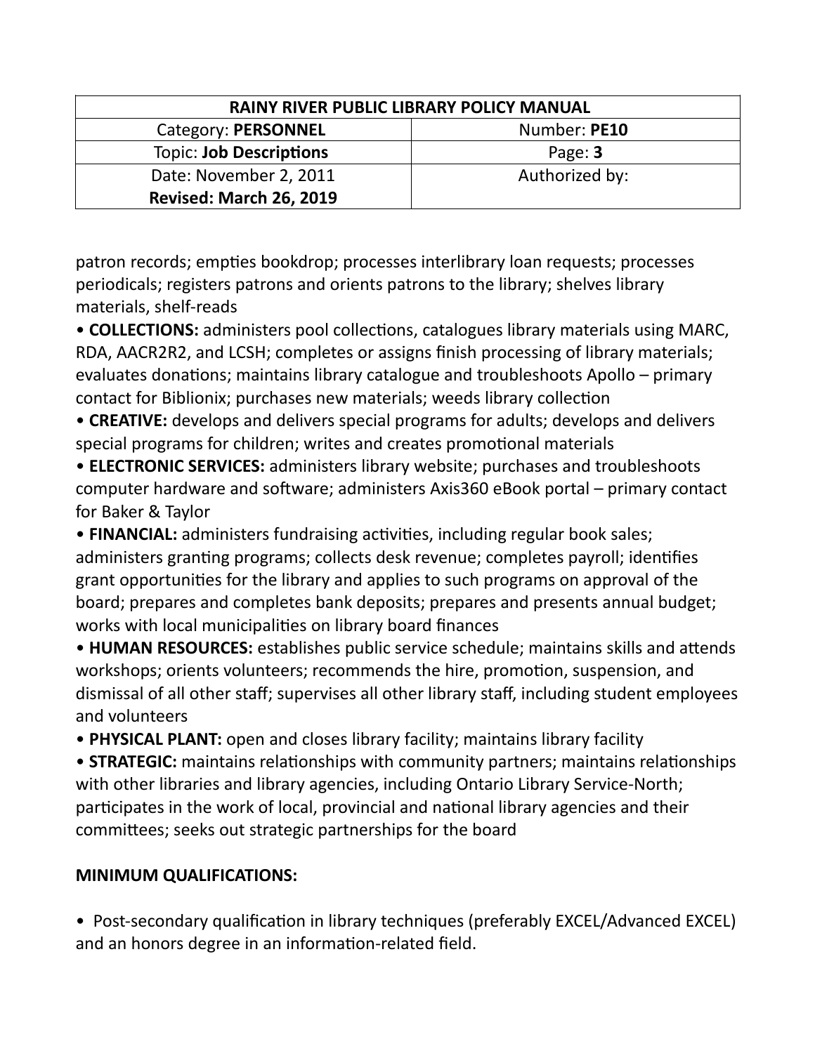patron records; empties bookdrop; processes interlibrary loan requests; processes periodicals; registers patrons and orients patrons to the library; shelves library materials, shelf-reads

- **COLLECTIONS:** administers pool collections, catalogues library materials using MARC, RDA, AACR2R2, and LCSH; completes or assigns finish processing of library materials; evaluates donations; maintains library catalogue and troubleshoots Apollo – primary contact for Biblionix; purchases new materials; weeds library collection
- **CREATIVE:** develops and delivers special programs for adults; develops and delivers special programs for children; writes and creates promotional materials
- **ELECTRONIC SERVICES:** administers library website; purchases and troubleshoots computer hardware and software; administers Axis360 eBook portal – primary contact for Baker & Taylor
- **FINANCIAL:** administers fundraising activities, including regular book sales; administers granting programs; collects desk revenue; completes payroll; identifies grant opportunities for the library and applies to such programs on approval of the board; prepares and completes bank deposits; prepares and presents annual budget; works with local municipalities on library board finances
- **HUMAN RESOURCES:** establishes public service schedule; maintains skills and attends workshops; orients volunteers; recommends the hire, promotion, suspension, and dismissal of all other staff; supervises all other library staff, including student employees and volunteers
- **PHYSICAL PLANT:** open and closes library facility; maintains library facility
- **STRATEGIC:** maintains relationships with community partners; maintains relationships with other libraries and library agencies, including Ontario Library Service-North; participates in the work of local, provincial and national library agencies and their committees; seeks out strategic partnerships for the board

**MINIMUM QUALIFICATIONS:**

- Post-secondary qualification in library techniques (preferably EXCEL/Advanced EXCEL) and an honors degree in an information-related field.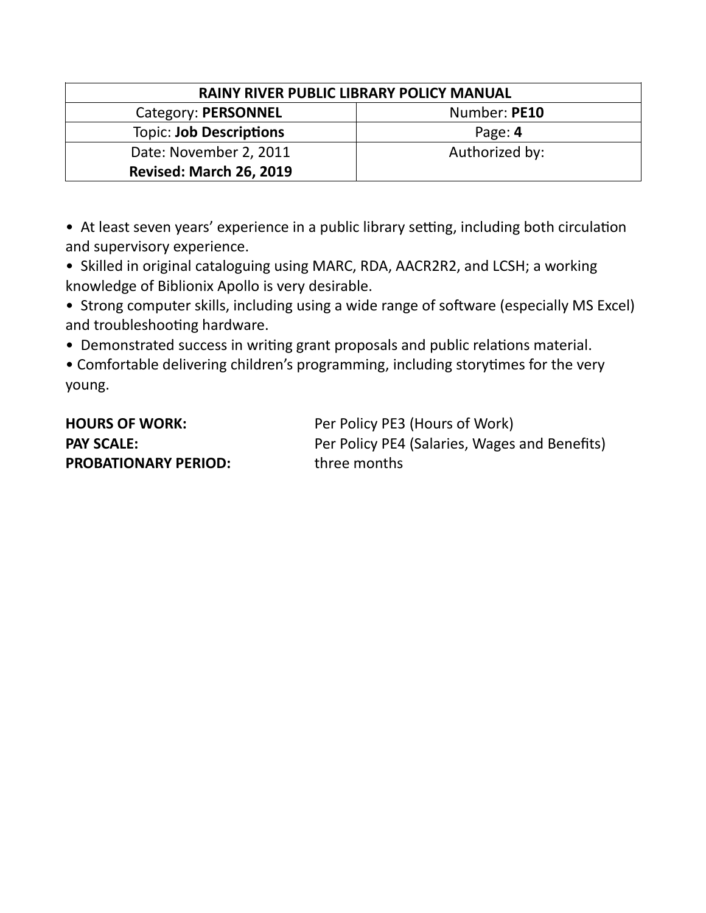| RAINY RIVER PUBLIC LIBRARY POLICY MANUAL | |
| --- | --- |
| Category: **PERSONNEL** | Number: **PE10** |
| Topic: **Job Descriptions** | Page: **4** |
| Date: November 2, 2011<br>**Revised: March 26, 2019** | Authorized by: |

- At least seven years' experience in a public library setting, including both circulation and supervisory experience.
- Skilled in original cataloguing using MARC, RDA, AACR2R2, and LCSH; a working knowledge of Biblionix Apollo is very desirable.
- Strong computer skills, including using a wide range of software (especially MS Excel) and troubleshooting hardware.
- Demonstrated success in writing grant proposals and public relations material.
- Comfortable delivering children's programming, including storytimes for the very young.

**HOURS OF WORK:** Per Policy PE3 (Hours of Work)
**PAY SCALE:** Per Policy PE4 (Salaries, Wages and Benefits)
**PROBATIONARY PERIOD:** three months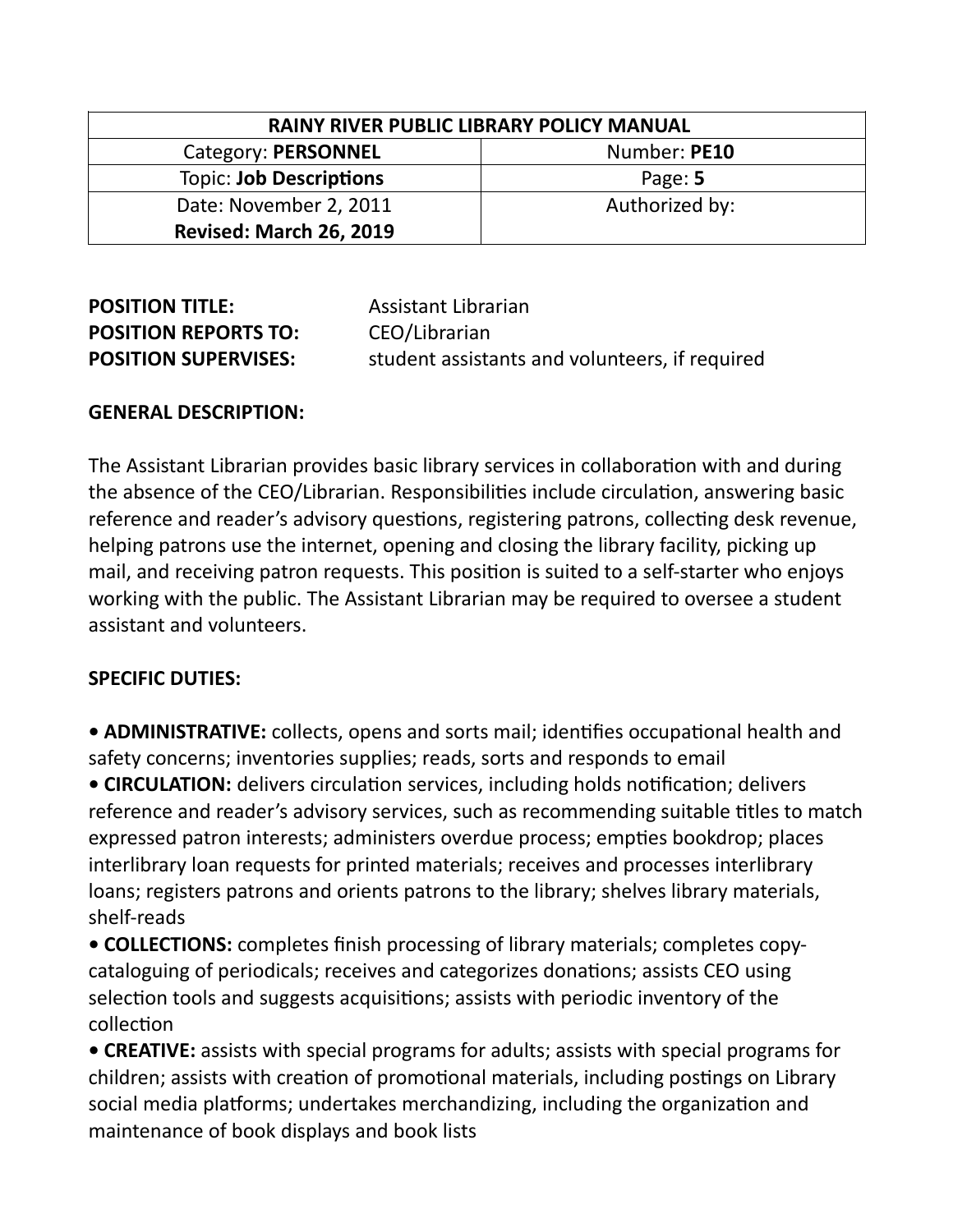| RAINY RIVER PUBLIC LIBRARY POLICY MANUAL | |
|---|---|
| Category: **PERSONNEL** | Number: **PE10** |
| Topic: **Job Descriptions** | Page: **5** |
| Date: November 2, 2011<br>**Revised: March 26, 2019** | Authorized by: |

**POSITION TITLE:** Assistant Librarian
**POSITION REPORTS TO:** CEO/Librarian
**POSITION SUPERVISES:** student assistants and volunteers, if required

**GENERAL DESCRIPTION:**

The Assistant Librarian provides basic library services in collaboration with and during the absence of the CEO/Librarian. Responsibilities include circulation, answering basic reference and reader's advisory questions, registering patrons, collecting desk revenue, helping patrons use the internet, opening and closing the library facility, picking up mail, and receiving patron requests. This position is suited to a self-starter who enjoys working with the public. The Assistant Librarian may be required to oversee a student assistant and volunteers.

**SPECIFIC DUTIES:**

- **ADMINISTRATIVE:** collects, opens and sorts mail; identifies occupational health and safety concerns; inventories supplies; reads, sorts and responds to email
- **CIRCULATION:** delivers circulation services, including holds notification; delivers reference and reader's advisory services, such as recommending suitable titles to match expressed patron interests; administers overdue process; empties bookdrop; places interlibrary loan requests for printed materials; receives and processes interlibrary loans; registers patrons and orients patrons to the library; shelves library materials, shelf-reads
- **COLLECTIONS:** completes finish processing of library materials; completes copy-cataloguing of periodicals; receives and categorizes donations; assists CEO using selection tools and suggests acquisitions; assists with periodic inventory of the collection
- **CREATIVE:** assists with special programs for adults; assists with special programs for children; assists with creation of promotional materials, including postings on Library social media platforms; undertakes merchandizing, including the organization and maintenance of book displays and book lists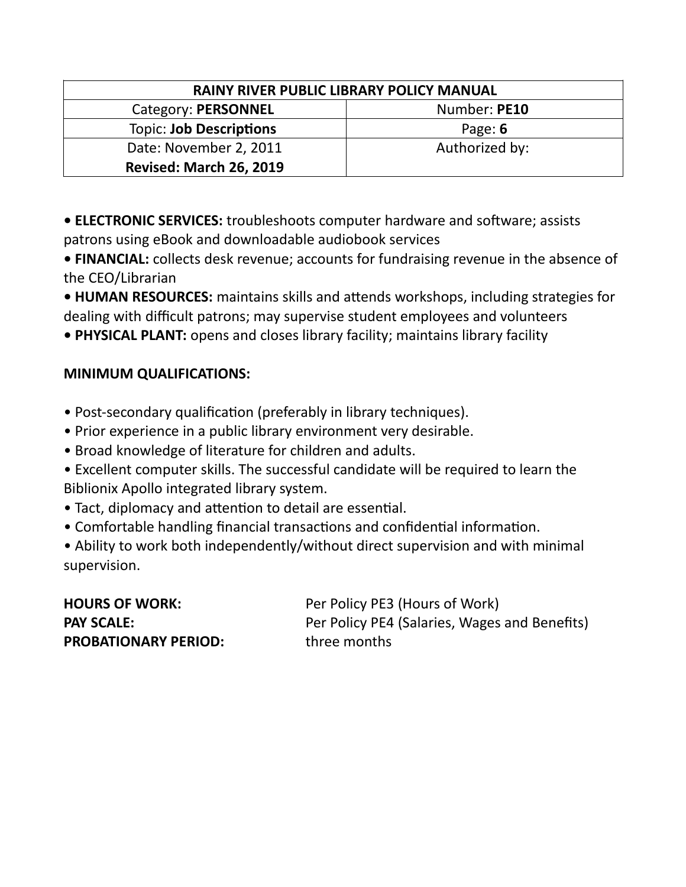| RAINY RIVER PUBLIC LIBRARY POLICY MANUAL | |
|---|---|
| Category: **PERSONNEL** | Number: **PE10** |
| Topic: **Job Descriptions** | Page: **6** |
| Date: November 2, 2011<br>**Revised: March 26, 2019** | Authorized by: |

• **ELECTRONIC SERVICES:** troubleshoots computer hardware and software; assists patrons using eBook and downloadable audiobook services
• **FINANCIAL:** collects desk revenue; accounts for fundraising revenue in the absence of the CEO/Librarian
• **HUMAN RESOURCES:** maintains skills and attends workshops, including strategies for dealing with difficult patrons; may supervise student employees and volunteers
• **PHYSICAL PLANT:** opens and closes library facility; maintains library facility

**MINIMUM QUALIFICATIONS:**

- Post-secondary qualification (preferably in library techniques).
- Prior experience in a public library environment very desirable.
- Broad knowledge of literature for children and adults.
- Excellent computer skills. The successful candidate will be required to learn the Biblionix Apollo integrated library system.
- Tact, diplomacy and attention to detail are essential.
- Comfortable handling financial transactions and confidential information.
- Ability to work both independently/without direct supervision and with minimal supervision.

**HOURS OF WORK:** Per Policy PE3 (Hours of Work)
**PAY SCALE:** Per Policy PE4 (Salaries, Wages and Benefits)
**PROBATIONARY PERIOD:** three months